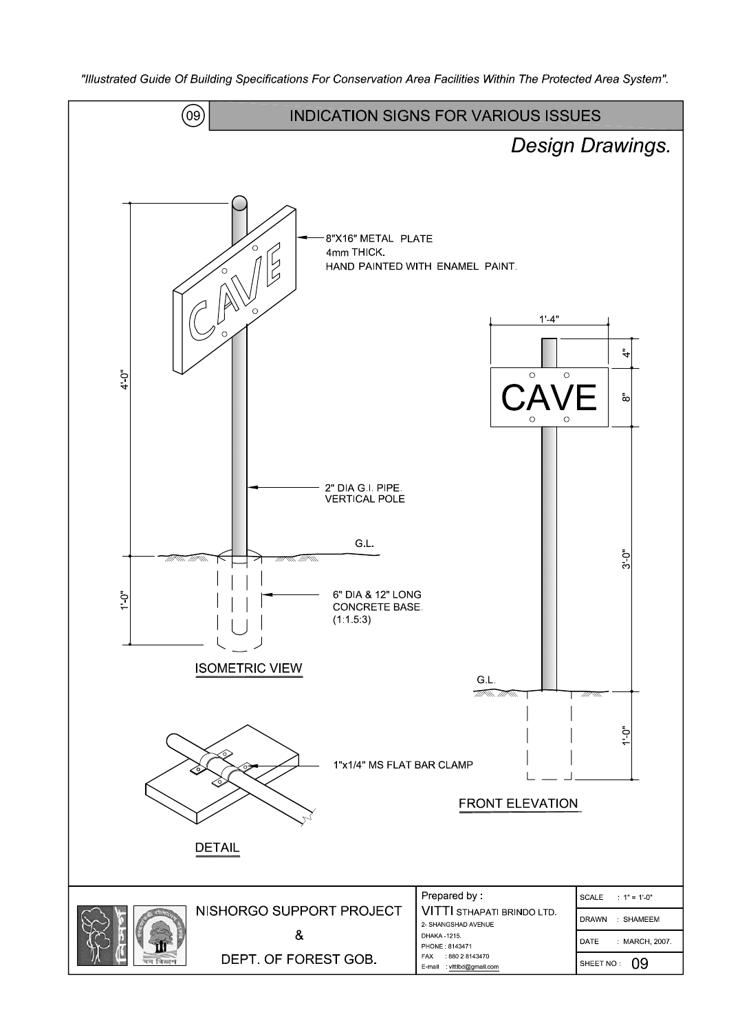"Illustrated Guide Of Building Specifications For Conservation Area Facilities Within The Protected Area System".

## (09) INDICATION SIGNS FOR VARIOUS ISSUES

*Design Drawings.*

8"X16" METAL PLATE
4mm THICK.
HAND PAINTED WITH ENAMEL PAINT.

CAVE

4'-0"

2" DIA G.I. PIPE.
VERTICAL POLE

G.L.

1'-0"

6" DIA & 12" LONG
CONCRETE BASE.
(1:1.5:3)

ISOMETRIC VIEW

1'-4"

4"

8"

3'-0"

G.L.

1'-0"

FRONT ELEVATION

1"x1/4" MS FLAT BAR CLAMP

DETAIL

NISHORGO SUPPORT PROJECT
&
DEPT. OF FOREST GOB.

Prepared by :
VITTI STHAPATI BRINDO LTD.
2- SHANGSHAD AVENUE
DHAKA -1215.
PHONE : 8143471
FAX : 880 2 8143470
E-mail : vittibd@gmail.com

| | |
|---|---|
| SCALE | : 1" = 1'-0" |
| DRAWN | : SHAMEEM |
| DATE | : MARCH, 2007. |
| SHEET NO : | 09 |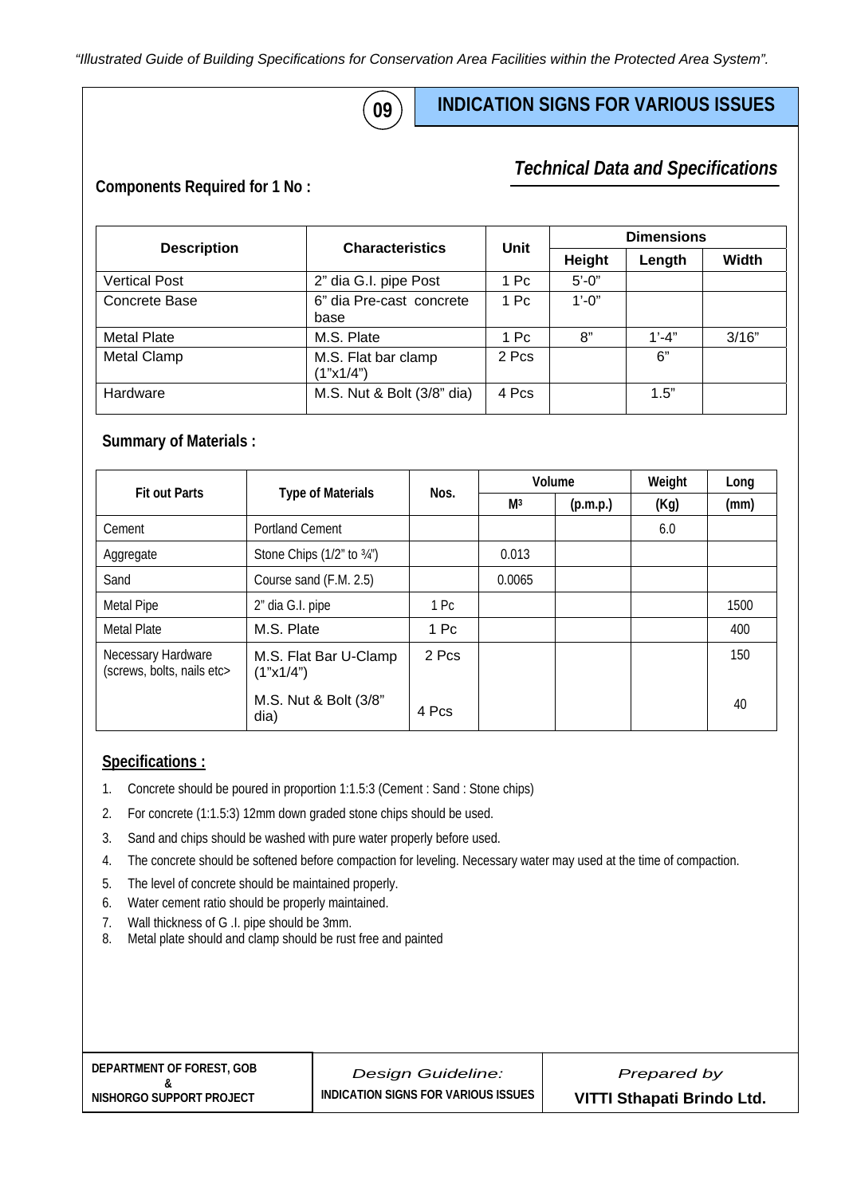## 09 INDICATION SIGNS FOR VARIOUS ISSUES

### *Technical Data and Specifications*

**Components Required for 1 No :**

| Description | Characteristics | Unit | Dimensions | | |
|---|---|---|---|---|---|
| | | | Height | Length | Width |
| Vertical Post | 2" dia G.I. pipe Post | 1 Pc | 5'-0" | | |
| Concrete Base | 6" dia Pre-cast concrete base | 1 Pc | 1'-0" | | |
| Metal Plate | M.S. Plate | 1 Pc | 8" | 1'-4" | 3/16" |
| Metal Clamp | M.S. Flat bar clamp (1"x1/4") | 2 Pcs | | 6" | |
| Hardware | M.S. Nut & Bolt (3/8" dia) | 4 Pcs | | 1.5" | |

**Summary of Materials :**

| Fit out Parts | Type of Materials | Nos. | Volume | | Weight | Long |
|---|---|---|---|---|---|---|
| | | | $M^3$ | (p.m.p.) | (Kg) | (mm) |
| Cement | Portland Cement | | | | 6.0 | |
| Aggregate | Stone Chips (1/2" to ¾") | | 0.013 | | | |
| Sand | Course sand (F.M. 2.5) | | 0.0065 | | | |
| Metal Pipe | 2" dia G.I. pipe | 1 Pc | | | | 1500 |
| Metal Plate | M.S. Plate | 1 Pc | | | | 400 |
| Necessary Hardware (screws, bolts, nails etc> | M.S. Flat Bar U-Clamp (1"x1/4") | 2 Pcs | | | | 150 |
| | M.S. Nut & Bolt (3/8" dia) | 4 Pcs | | | | 40 |

**Specifications :**

1. Concrete should be poured in proportion 1:1.5:3 (Cement : Sand : Stone chips)
2. For concrete (1:1.5:3) 12mm down graded stone chips should be used.
3. Sand and chips should be washed with pure water properly before used.
4. The concrete should be softened before compaction for leveling. Necessary water may used at the time of compaction.
5. The level of concrete should be maintained properly.
6. Water cement ratio should be properly maintained.
7. Wall thickness of G .I. pipe should be 3mm.
8. Metal plate should and clamp should be rust free and painted

| | | |
|---|---|---|
| DEPARTMENT OF FOREST, GOB & NISHORGO SUPPORT PROJECT | *Design Guideline:* INDICATION SIGNS FOR VARIOUS ISSUES | *Prepared by* **VITTI Sthapati Brindo Ltd.** |